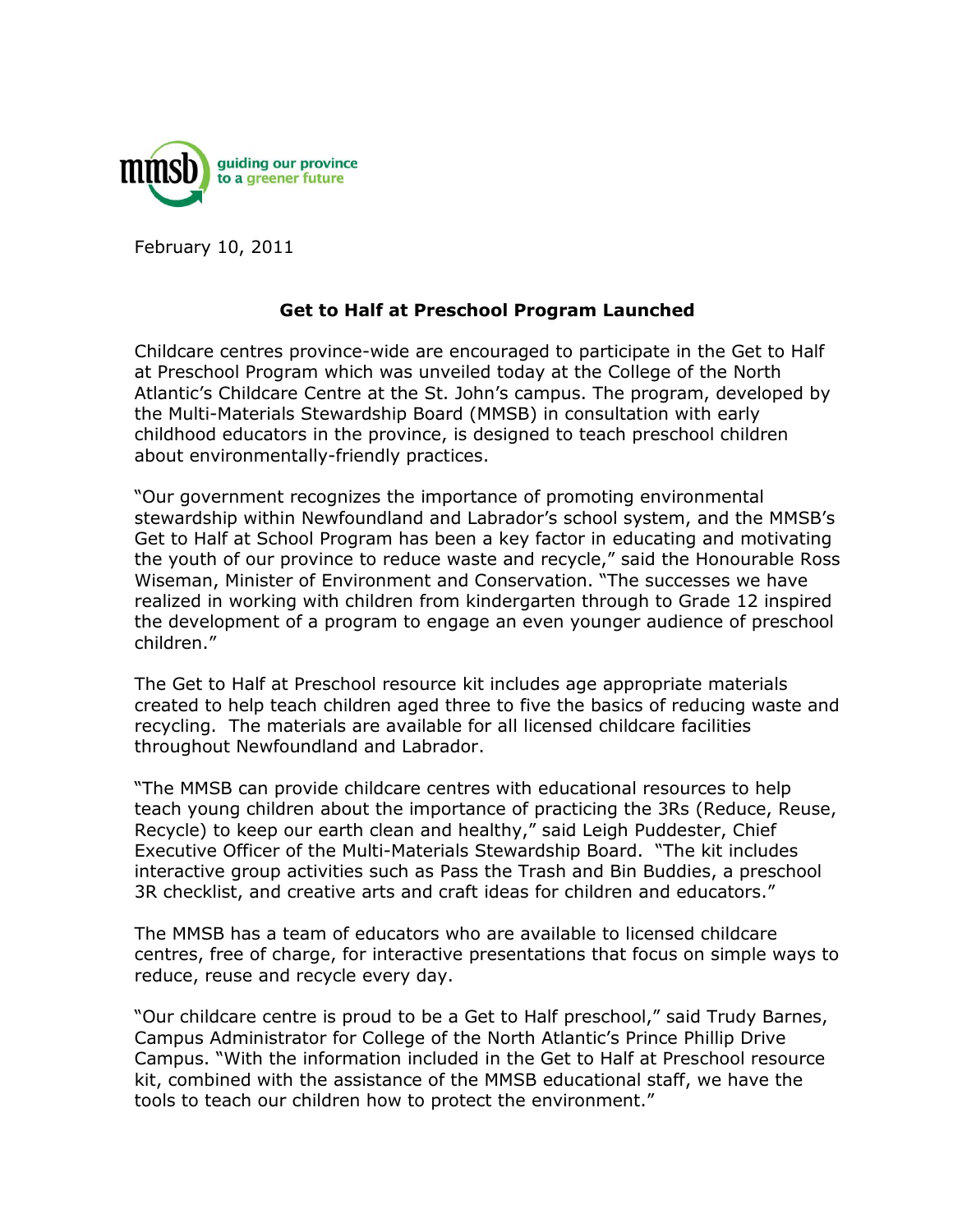mmsb guiding our province to a greener future

February 10, 2011

## Get to Half at Preschool Program Launched

Childcare centres province-wide are encouraged to participate in the Get to Half at Preschool Program which was unveiled today at the College of the North Atlantic's Childcare Centre at the St. John's campus. The program, developed by the Multi-Materials Stewardship Board (MMSB) in consultation with early childhood educators in the province, is designed to teach preschool children about environmentally-friendly practices.

"Our government recognizes the importance of promoting environmental stewardship within Newfoundland and Labrador's school system, and the MMSB's Get to Half at School Program has been a key factor in educating and motivating the youth of our province to reduce waste and recycle," said the Honourable Ross Wiseman, Minister of Environment and Conservation. "The successes we have realized in working with children from kindergarten through to Grade 12 inspired the development of a program to engage an even younger audience of preschool children."

The Get to Half at Preschool resource kit includes age appropriate materials created to help teach children aged three to five the basics of reducing waste and recycling. The materials are available for all licensed childcare facilities throughout Newfoundland and Labrador.

"The MMSB can provide childcare centres with educational resources to help teach young children about the importance of practicing the 3Rs (Reduce, Reuse, Recycle) to keep our earth clean and healthy," said Leigh Puddester, Chief Executive Officer of the Multi-Materials Stewardship Board. "The kit includes interactive group activities such as Pass the Trash and Bin Buddies, a preschool 3R checklist, and creative arts and craft ideas for children and educators."

The MMSB has a team of educators who are available to licensed childcare centres, free of charge, for interactive presentations that focus on simple ways to reduce, reuse and recycle every day.

"Our childcare centre is proud to be a Get to Half preschool," said Trudy Barnes, Campus Administrator for College of the North Atlantic's Prince Phillip Drive Campus. "With the information included in the Get to Half at Preschool resource kit, combined with the assistance of the MMSB educational staff, we have the tools to teach our children how to protect the environment."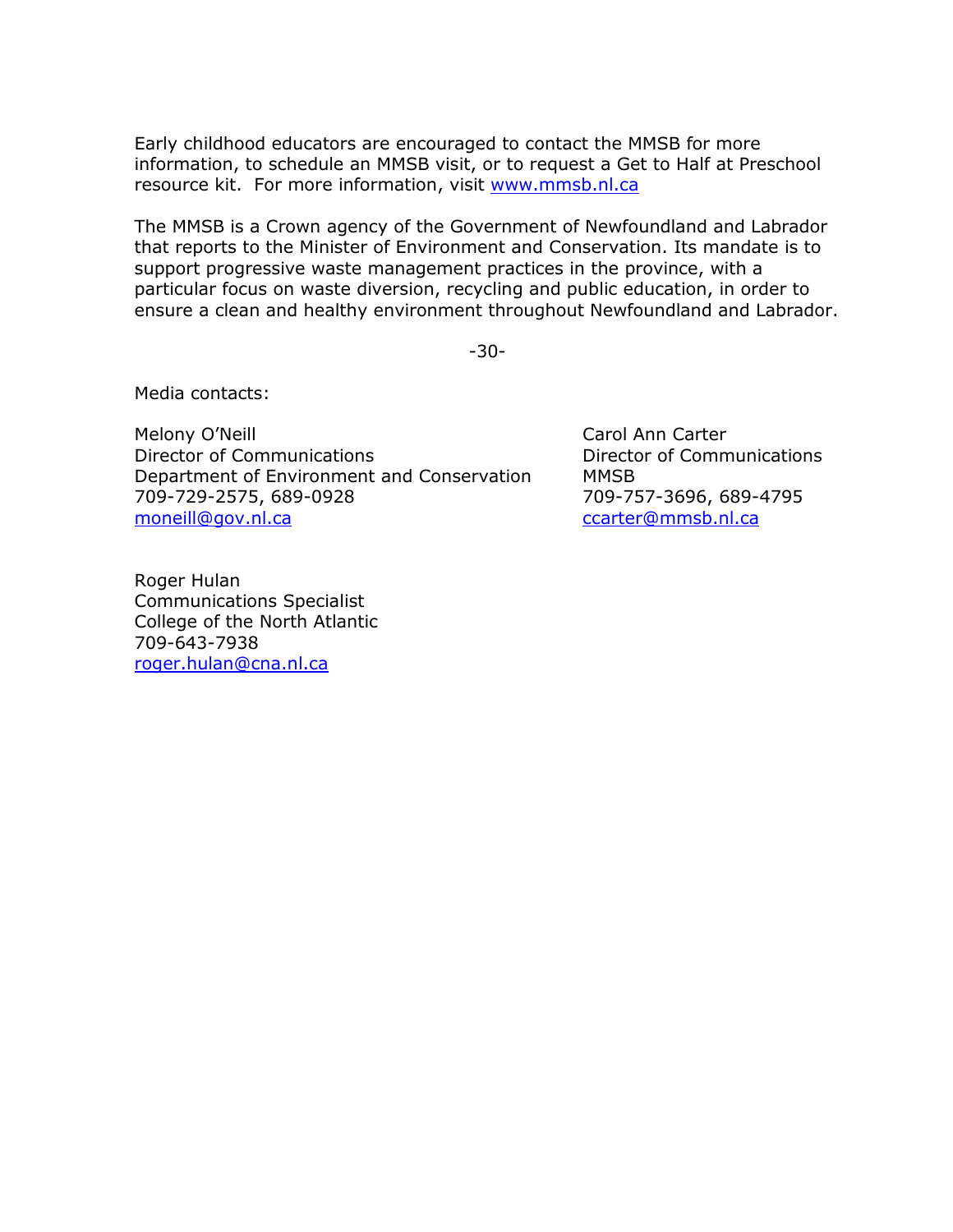Early childhood educators are encouraged to contact the MMSB for more information, to schedule an MMSB visit, or to request a Get to Half at Preschool resource kit. For more information, visit www.mmsb.nl.ca

The MMSB is a Crown agency of the Government of Newfoundland and Labrador that reports to the Minister of Environment and Conservation. Its mandate is to support progressive waste management practices in the province, with a particular focus on waste diversion, recycling and public education, in order to ensure a clean and healthy environment throughout Newfoundland and Labrador.

-30-

Media contacts:

Melony O'Neill
Director of Communications
Department of Environment and Conservation
709-729-2575, 689-0928
moneill@gov.nl.ca

Carol Ann Carter
Director of Communications
MMSB
709-757-3696, 689-4795
ccarter@mmsb.nl.ca

Roger Hulan
Communications Specialist
College of the North Atlantic
709-643-7938
roger.hulan@cna.nl.ca